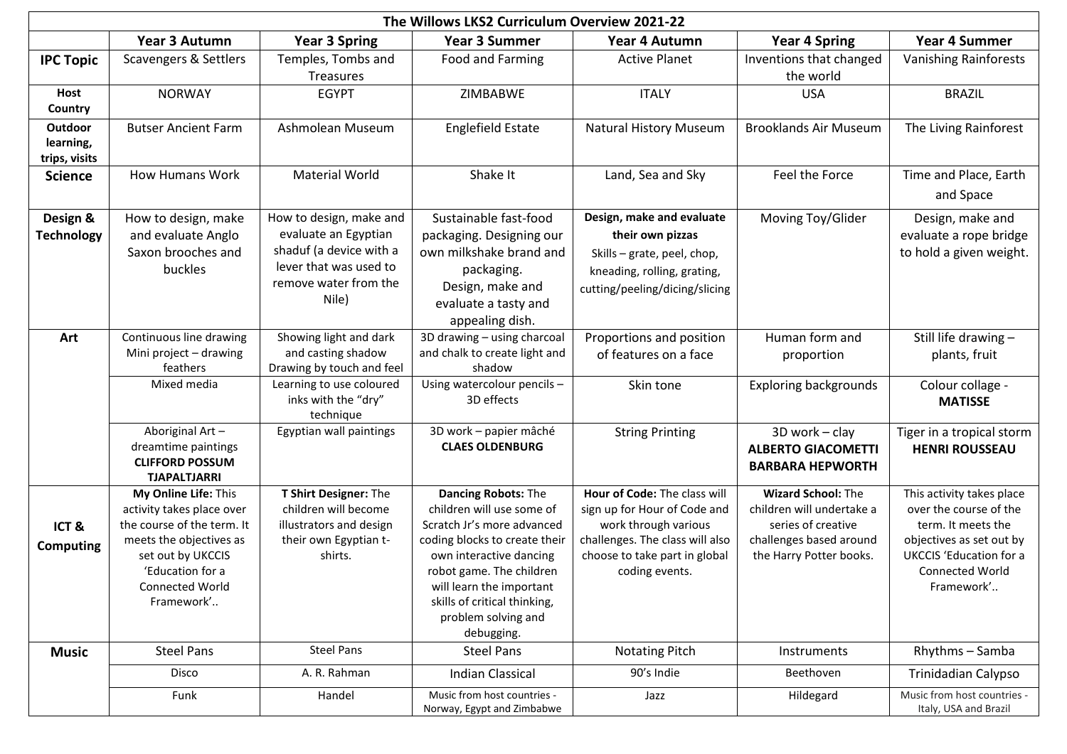# The Willows LKS2 Curriculum Overview 2021-22

| | Year 3 Autumn | Year 3 Spring | Year 3 Summer | Year 4 Autumn | Year 4 Spring | Year 4 Summer |
|---|---|---|---|---|---|---|
| **IPC Topic** | Scavengers & Settlers | Temples, Tombs and Treasures | Food and Farming | Active Planet | Inventions that changed the world | Vanishing Rainforests |
| **Host Country** | NORWAY | EGYPT | ZIMBABWE | ITALY | USA | BRAZIL |
| **Outdoor learning, trips, visits** | Butser Ancient Farm | Ashmolean Museum | Englefield Estate | Natural History Museum | Brooklands Air Museum | The Living Rainforest |
| **Science** | How Humans Work | Material World | Shake It | Land, Sea and Sky | Feel the Force | Time and Place, Earth and Space |
| **Design & Technology** | How to design, make and evaluate Anglo Saxon brooches and buckles | How to design, make and evaluate an Egyptian shaduf (a device with a lever that was used to remove water from the Nile) | Sustainable fast-food packaging. Designing our own milkshake brand and packaging. Design, make and evaluate a tasty and appealing dish. | **Design, make and evaluate their own pizzas** Skills – grate, peel, chop, kneading, rolling, grating, cutting/peeling/dicing/slicing | Moving Toy/Glider | Design, make and evaluate a rope bridge to hold a given weight. |
| **Art** | Continuous line drawing Mini project – drawing feathers | Showing light and dark and casting shadow Drawing by touch and feel | 3D drawing – using charcoal and chalk to create light and shadow | Proportions and position of features on a face | Human form and proportion | Still life drawing – plants, fruit |
| | Mixed media | Learning to use coloured inks with the "dry" technique | Using watercolour pencils – 3D effects | Skin tone | Exploring backgrounds | Colour collage - **MATISSE** |
| | Aboriginal Art – dreamtime paintings **CLIFFORD POSSUM TJAPALTJARRI** | Egyptian wall paintings | 3D work – papier mâché **CLAES OLDENBURG** | String Printing | 3D work – clay **ALBERTO GIACOMETTI BARBARA HEPWORTH** | Tiger in a tropical storm **HENRI ROUSSEAU** |
| **ICT & Computing** | **My Online Life:** This activity takes place over the course of the term. It meets the objectives as set out by UKCCIS 'Education for a Connected World Framework'.. | **T Shirt Designer:** The children will become illustrators and design their own Egyptian t-shirts. | **Dancing Robots:** The children will use some of Scratch Jr's more advanced coding blocks to create their own interactive dancing robot game. The children will learn the important skills of critical thinking, problem solving and debugging. | **Hour of Code:** The class will sign up for Hour of Code and work through various challenges. The class will also choose to take part in global coding events. | **Wizard School:** The children will undertake a series of creative challenges based around the Harry Potter books. | This activity takes place over the course of the term. It meets the objectives as set out by UKCCIS 'Education for a Connected World Framework'.. |
| **Music** | Steel Pans | Steel Pans | Steel Pans | Notating Pitch | Instruments | Rhythms – Samba |
| | Disco | A. R. Rahman | Indian Classical | 90's Indie | Beethoven | Trinidadian Calypso |
| | Funk | Handel | Music from host countries - Norway, Egypt and Zimbabwe | Jazz | Hildegard | Music from host countries - Italy, USA and Brazil |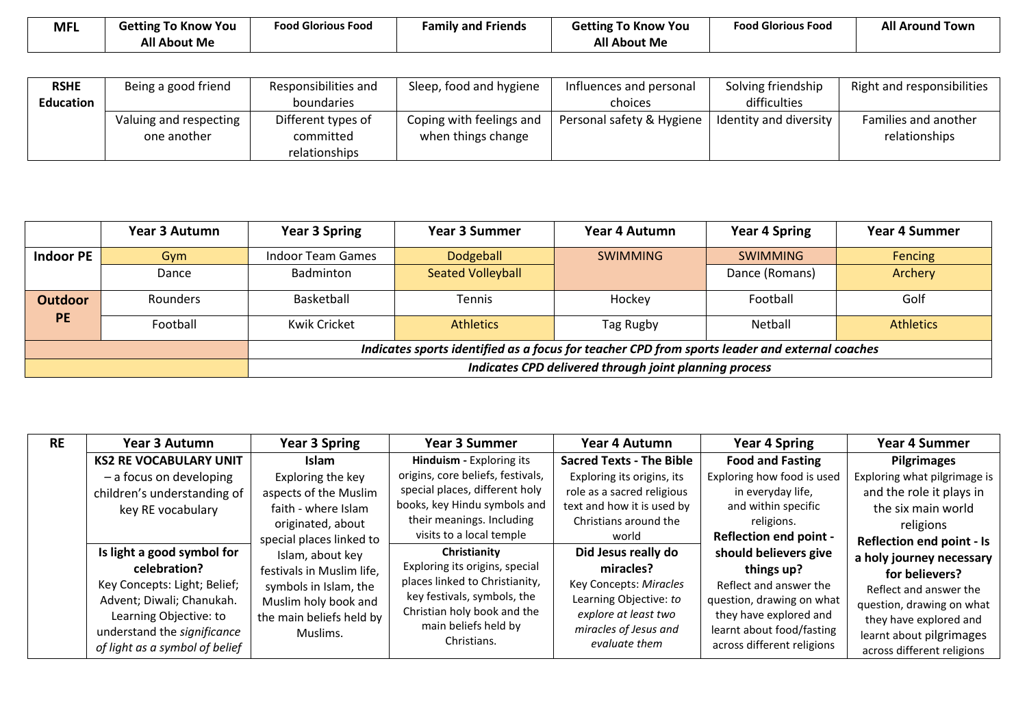| MFL | Getting To Know You<br>All About Me | Food Glorious Food | Family and Friends | Getting To Know You<br>All About Me | Food Glorious Food | All Around Town |
|---|---|---|---|---|---|---|

| | | | | | | |
|---|---|---|---|---|---|---|
| **RSHE Education** | Being a good friend | Responsibilities and boundaries | Sleep, food and hygiene | Influences and personal choices | Solving friendship difficulties | Right and responsibilities |
| | Valuing and respecting one another | Different types of committed relationships | Coping with feelings and when things change | Personal safety & Hygiene | Identity and diversity | Families and another relationships |

| | Year 3 Autumn | Year 3 Spring | Year 3 Summer | Year 4 Autumn | Year 4 Spring | Year 4 Summer |
|---|---|---|---|---|---|---|
| **Indoor PE** | Gym | Indoor Team Games | Dodgeball | SWIMMING | SWIMMING | Fencing |
| | Dance | Badminton | Seated Volleyball | | Dance (Romans) | Archery |
| **Outdoor PE** | Rounders | Basketball | Tennis | Hockey | Football | Golf |
| | Football | Kwik Cricket | Athletics | Tag Rugby | Netball | Athletics |
| | | ***Indicates sports identified as a focus for teacher CPD from sports leader and external coaches*** | | | | |
| | | ***Indicates CPD delivered through joint planning process*** | | | | |

| RE | Year 3 Autumn | Year 3 Spring | Year 3 Summer | Year 4 Autumn | Year 4 Spring | Year 4 Summer |
|---|---|---|---|---|---|---|
| | **KS2 RE VOCABULARY UNIT** – a focus on developing children's understanding of key RE vocabulary | **Islam**<br>Exploring the key aspects of the Muslim faith - where Islam originated, about special places linked to Islam, about key festivals in Muslim life, symbols in Islam, the Muslim holy book and the main beliefs held by Muslims. | **Hinduism -** Exploring its origins, core beliefs, festivals, special places, different holy books, key Hindu symbols and their meanings. Including visits to a local temple | **Sacred Texts - The Bible**<br>Exploring its origins, its role as a sacred religious text and how it is used by Christians around the world | **Food and Fasting**<br>Exploring how food is used in everyday life, and within specific religions.<br>**Reflection end point - should believers give things up?**<br>Reflect and answer the question, drawing on what they have explored and learnt about food/fasting across different religions | **Pilgrimages**<br>Exploring what pilgrimage is and the role it plays in the six main world religions<br>**Reflection end point - Is a holy journey necessary for believers?**<br>Reflect and answer the question, drawing on what they have explored and learnt about pilgrimages across different religions |
| | **Is light a good symbol for celebration?**<br>Key Concepts: Light; Belief; Advent; Diwali; Chanukah. Learning Objective: to understand the *significance of light as a symbol of belief* | | **Christianity**<br>Exploring its origins, special places linked to Christianity, key festivals, symbols, the Christian holy book and the main beliefs held by Christians. | **Did Jesus really do miracles?**<br>Key Concepts: *Miracles*<br>Learning Objective: *to explore at least two miracles of Jesus and evaluate them* | | |